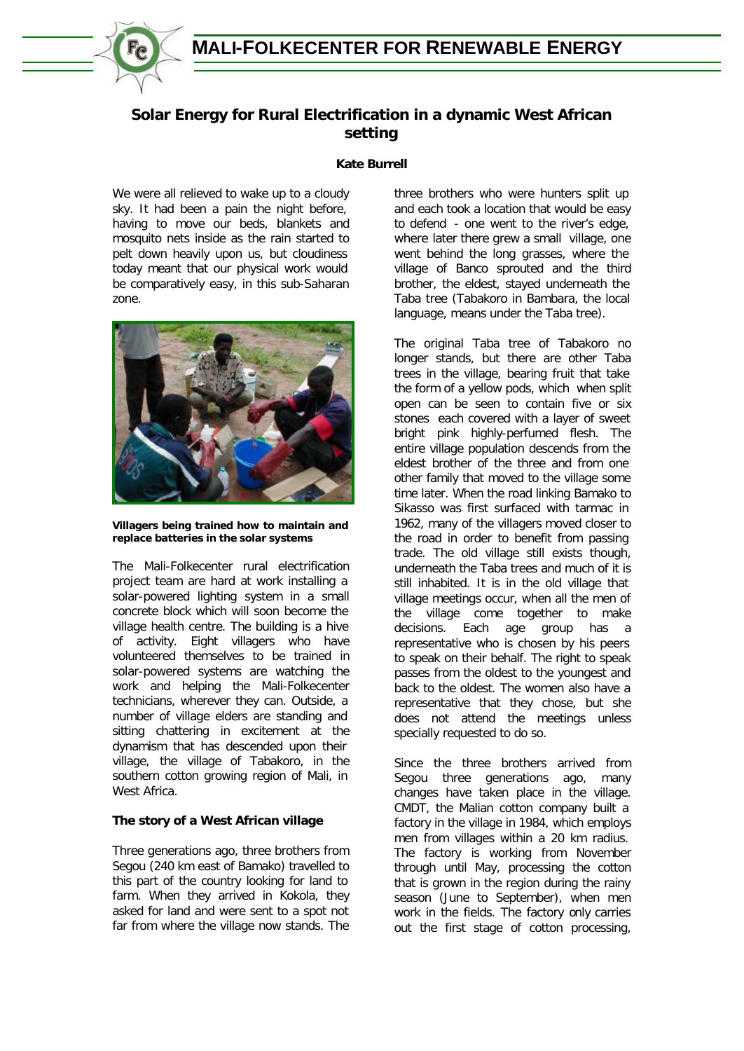# MALI-FOLKECENTER FOR RENEWABLE ENERGY

## Solar Energy for Rural Electrification in a dynamic West African setting

**Kate Burrell**

We were all relieved to wake up to a cloudy sky. It had been a pain the night before, having to move our beds, blankets and mosquito nets inside as the rain started to pelt down heavily upon us, but cloudiness today meant that our physical work would be comparatively easy, in this sub-Saharan zone.

**Villagers being trained how to maintain and replace batteries in the solar systems**

The Mali-Folkecenter rural electrification project team are hard at work installing a solar-powered lighting system in a small concrete block which will soon become the village health centre. The building is a hive of activity. Eight villagers who have volunteered themselves to be trained in solar-powered systems are watching the work and helping the Mali-Folkecenter technicians, wherever they can. Outside, a number of village elders are standing and sitting chattering in excitement at the dynamism that has descended upon their village, the village of Tabakoro, in the southern cotton growing region of Mali, in West Africa.

### The story of a West African village

Three generations ago, three brothers from Segou (240 km east of Bamako) travelled to this part of the country looking for land to farm. When they arrived in Kokola, they asked for land and were sent to a spot not far from where the village now stands. The three brothers who were hunters split up and each took a location that would be easy to defend - one went to the river's edge, where later there grew a small village, one went behind the long grasses, where the village of Banco sprouted and the third brother, the eldest, stayed underneath the Taba tree (Tabakoro in Bambara, the local language, means under the Taba tree).

The original Taba tree of Tabakoro no longer stands, but there are other Taba trees in the village, bearing fruit that take the form of a yellow pods, which when split open can be seen to contain five or six stones each covered with a layer of sweet bright pink highly-perfumed flesh. The entire village population descends from the eldest brother of the three and from one other family that moved to the village some time later. When the road linking Bamako to Sikasso was first surfaced with tarmac in 1962, many of the villagers moved closer to the road in order to benefit from passing trade. The old village still exists though, underneath the Taba trees and much of it is still inhabited. It is in the old village that village meetings occur, when all the men of the village come together to make decisions. Each age group has a representative who is chosen by his peers to speak on their behalf. The right to speak passes from the oldest to the youngest and back to the oldest. The women also have a representative that they chose, but she does not attend the meetings unless specially requested to do so.

Since the three brothers arrived from Segou three generations ago, many changes have taken place in the village. CMDT, the Malian cotton company built a factory in the village in 1984, which employs men from villages within a 20 km radius. The factory is working from November through until May, processing the cotton that is grown in the region during the rainy season (June to September), when men work in the fields. The factory only carries out the first stage of cotton processing,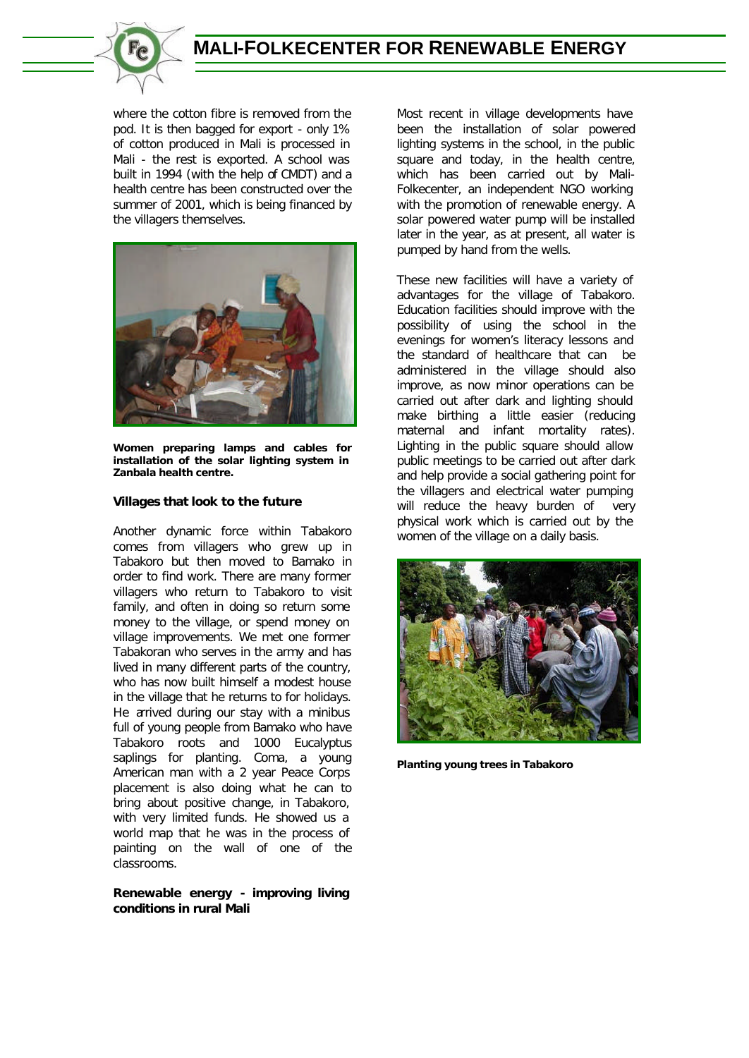where the cotton fibre is removed from the pod. It is then bagged for export - only 1% of cotton produced in Mali is processed in Mali - the rest is exported. A school was built in 1994 (with the help of CMDT) and a health centre has been constructed over the summer of 2001, which is being financed by the villagers themselves.

**Women preparing lamps and cables for installation of the solar lighting system in Zanbala health centre.**

### Villages that look to the future

Another dynamic force within Tabakoro comes from villagers who grew up in Tabakoro but then moved to Bamako in order to find work. There are many former villagers who return to Tabakoro to visit family, and often in doing so return some money to the village, or spend money on village improvements. We met one former Tabakoran who serves in the army and has lived in many different parts of the country, who has now built himself a modest house in the village that he returns to for holidays. He arrived during our stay with a minibus full of young people from Bamako who have Tabakoro roots and 1000 Eucalyptus saplings for planting. Coma, a young American man with a 2 year Peace Corps placement is also doing what he can to bring about positive change, in Tabakoro, with very limited funds. He showed us a world map that he was in the process of painting on the wall of one of the classrooms.

### Renewable energy - improving living conditions in rural Mali

Most recent in village developments have been the installation of solar powered lighting systems in the school, in the public square and today, in the health centre, which has been carried out by Mali-Folkecenter, an independent NGO working with the promotion of renewable energy. A solar powered water pump will be installed later in the year, as at present, all water is pumped by hand from the wells.

These new facilities will have a variety of advantages for the village of Tabakoro. Education facilities should improve with the possibility of using the school in the evenings for women's literacy lessons and the standard of healthcare that can be administered in the village should also improve, as now minor operations can be carried out after dark and lighting should make birthing a little easier (reducing maternal and infant mortality rates). Lighting in the public square should allow public meetings to be carried out after dark and help provide a social gathering point for the villagers and electrical water pumping will reduce the heavy burden of very physical work which is carried out by the women of the village on a daily basis.

**Planting young trees in Tabakoro**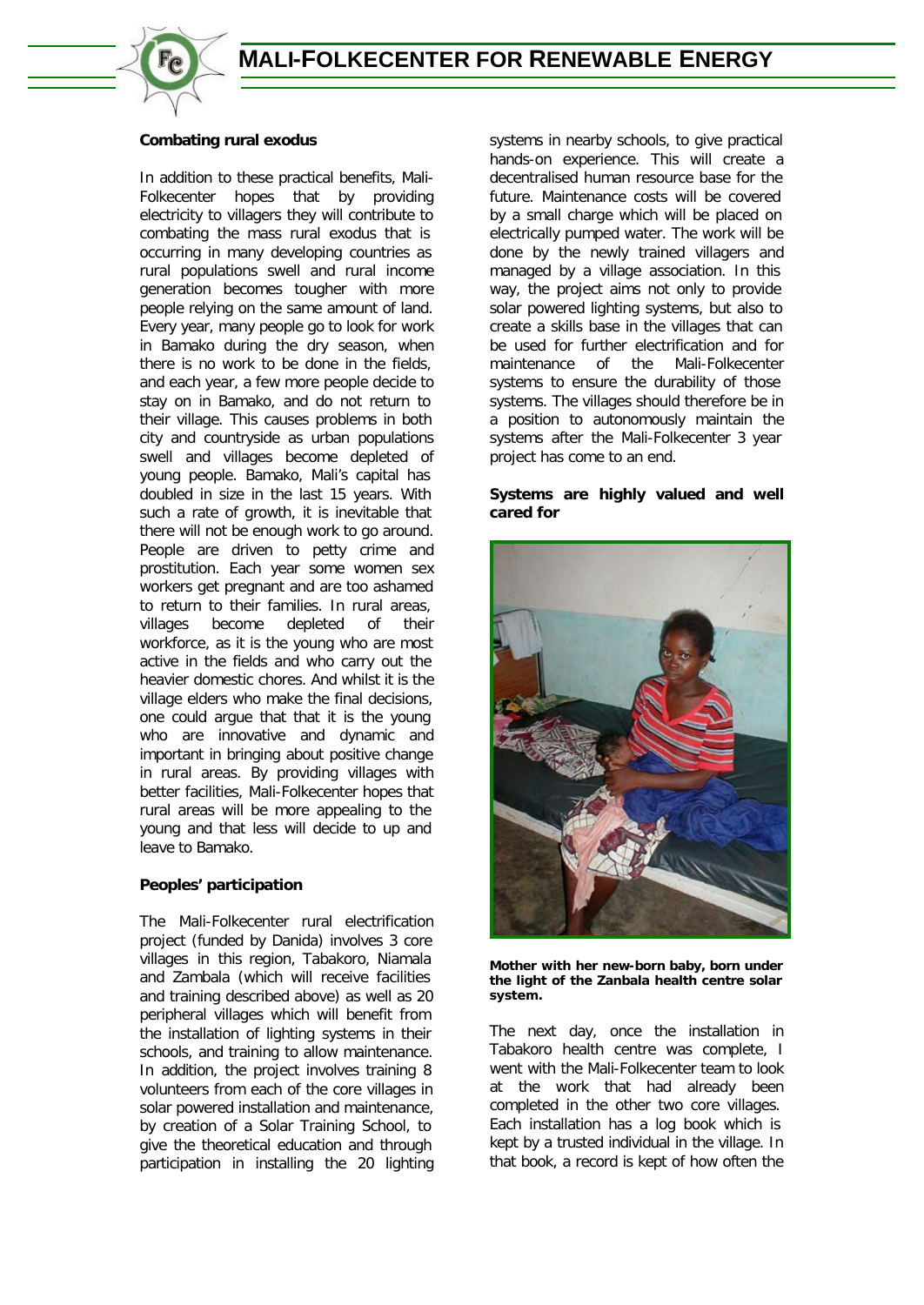### Combating rural exodus

In addition to these practical benefits, Mali-Folkecenter hopes that by providing electricity to villagers they will contribute to combating the mass rural exodus that is occurring in many developing countries as rural populations swell and rural income generation becomes tougher with more people relying on the same amount of land. Every year, many people go to look for work in Bamako during the dry season, when there is no work to be done in the fields, and each year, a few more people decide to stay on in Bamako, and do not return to their village. This causes problems in both city and countryside as urban populations swell and villages become depleted of young people. Bamako, Mali's capital has doubled in size in the last 15 years. With such a rate of growth, it is inevitable that there will not be enough work to go around. People are driven to petty crime and prostitution. Each year some women sex workers get pregnant and are too ashamed to return to their families. In rural areas, villages become depleted of their workforce, as it is the young who are most active in the fields and who carry out the heavier domestic chores. And whilst it is the village elders who make the final decisions, one could argue that that it is the young who are innovative and dynamic and important in bringing about positive change in rural areas. By providing villages with better facilities, Mali-Folkecenter hopes that rural areas will be more appealing to the young and that less will decide to up and leave to Bamako.

### Peoples' participation

The Mali-Folkecenter rural electrification project (funded by Danida) involves 3 core villages in this region, Tabakoro, Niamala and Zambala (which will receive facilities and training described above) as well as 20 peripheral villages which will benefit from the installation of lighting systems in their schools, and training to allow maintenance. In addition, the project involves training 8 volunteers from each of the core villages in solar powered installation and maintenance, by creation of a Solar Training School, to give the theoretical education and through participation in installing the 20 lighting systems in nearby schools, to give practical hands-on experience. This will create a decentralised human resource base for the future. Maintenance costs will be covered by a small charge which will be placed on electrically pumped water. The work will be done by the newly trained villagers and managed by a village association. In this way, the project aims not only to provide solar powered lighting systems, but also to create a skills base in the villages that can be used for further electrification and for maintenance of the Mali-Folkecenter systems to ensure the durability of those systems. The villages should therefore be in a position to autonomously maintain the systems after the Mali-Folkecenter 3 year project has come to an end.

### Systems are highly valued and well cared for

**Mother with her new-born baby, born under the light of the Zanbala health centre solar system.**

The next day, once the installation in Tabakoro health centre was complete, I went with the Mali-Folkecenter team to look at the work that had already been completed in the other two core villages. Each installation has a log book which is kept by a trusted individual in the village. In that book, a record is kept of how often the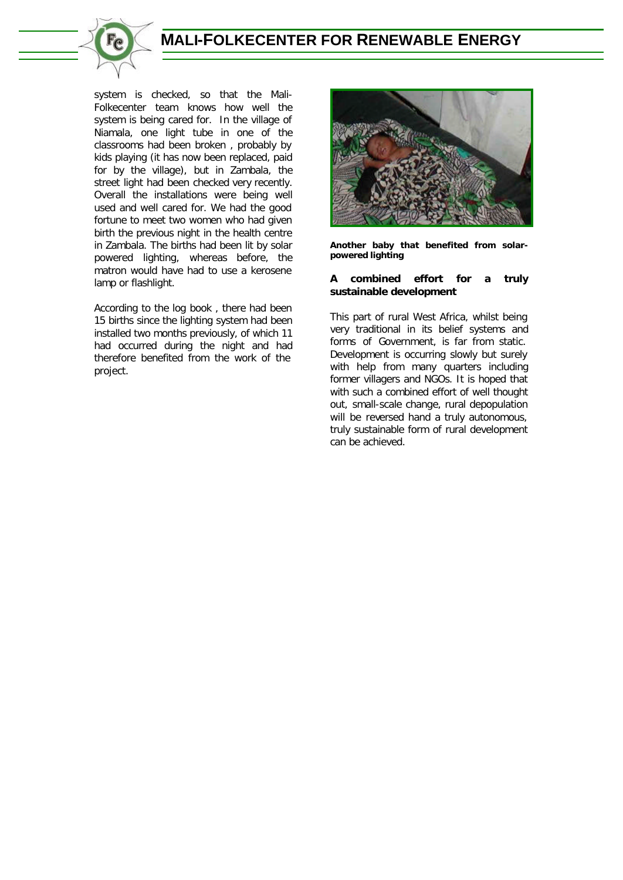system is checked, so that the Mali-Folkecenter team knows how well the system is being cared for. In the village of Niamala, one light tube in one of the classrooms had been broken , probably by kids playing (it has now been replaced, paid for by the village), but in Zambala, the street light had been checked very recently. Overall the installations were being well used and well cared for. We had the good fortune to meet two women who had given birth the previous night in the health centre in Zambala. The births had been lit by solar powered lighting, whereas before, the matron would have had to use a kerosene lamp or flashlight.

According to the log book , there had been 15 births since the lighting system had been installed two months previously, of which 11 had occurred during the night and had therefore benefited from the work of the project.

**Another baby that benefited from solar-powered lighting**

### A combined effort for a truly sustainable development

This part of rural West Africa, whilst being very traditional in its belief systems and forms of Government, is far from static. Development is occurring slowly but surely with help from many quarters including former villagers and NGOs. It is hoped that with such a combined effort of well thought out, small-scale change, rural depopulation will be reversed hand a truly autonomous, truly sustainable form of rural development can be achieved.